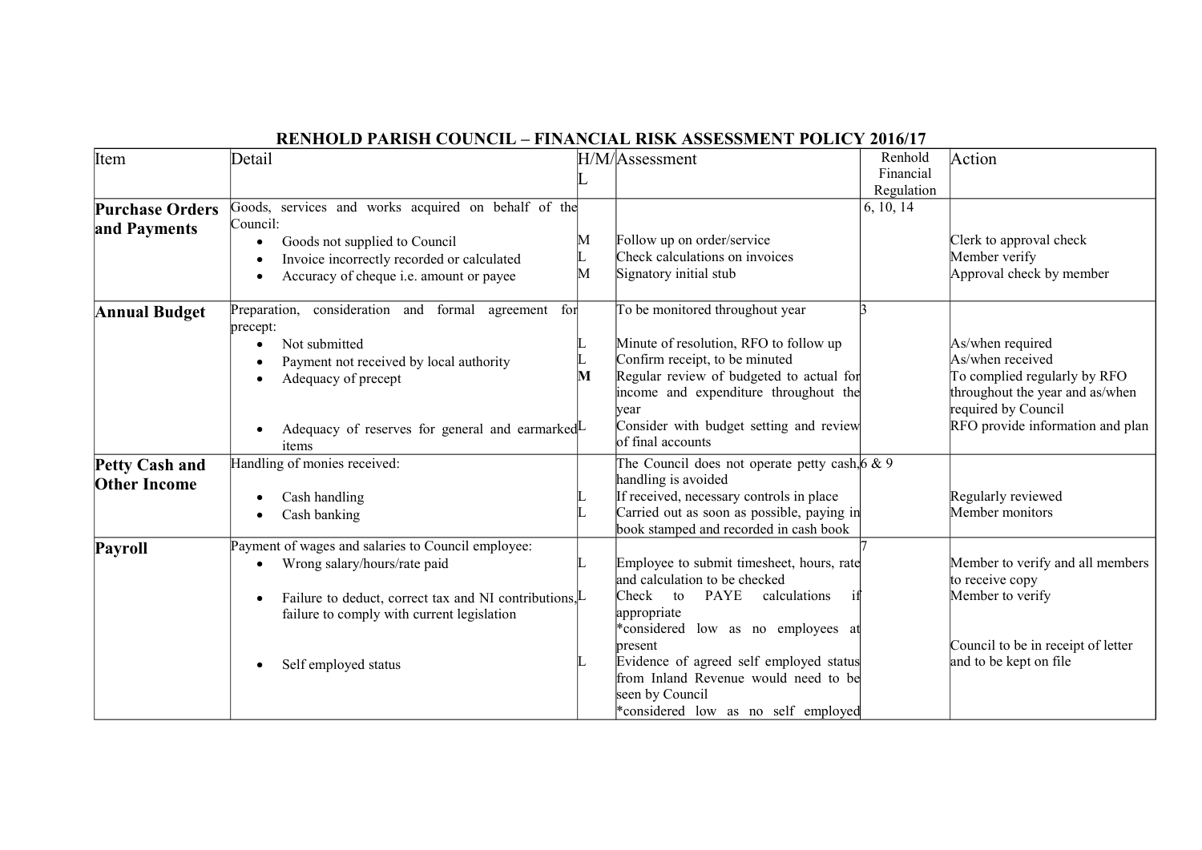# RENHOLD PARISH COUNCIL – FINANCIAL RISK ASSESSMENT POLICY 2016/17

| Item | Detail | H/M/L | Assessment | Renhold Financial Regulation | Action |
|---|---|---|---|---|---|
| **Purchase Orders and Payments** | Goods, services and works acquired on behalf of the Council: | | | 6, 10, 14 | |
| | • Goods not supplied to Council | M | Follow up on order/service | | Clerk to approval check |
| | • Invoice incorrectly recorded or calculated | L | Check calculations on invoices | | Member verify |
| | • Accuracy of cheque i.e. amount or payee | M | Signatory initial stub | | Approval check by member |
| **Annual Budget** | Preparation, consideration and formal agreement for precept: | | To be monitored throughout year | 3 | |
| | • Not submitted | L | Minute of resolution, RFO to follow up | | As/when required |
| | • Payment not received by local authority | L | Confirm receipt, to be minuted | | As/when received |
| | • Adequacy of precept | **M** | Regular review of budgeted to actual for income and expenditure throughout the year | | To complied regularly by RFO throughout the year and as/when required by Council |
| | • Adequacy of reserves for general and earmarked items | L | Consider with budget setting and review of final accounts | | RFO provide information and plan |
| **Petty Cash and Other Income** | Handling of monies received: | | The Council does not operate petty cash, handling is avoided | 6 & 9 | |
| | • Cash handling | L | If received, necessary controls in place | | Regularly reviewed |
| | • Cash banking | L | Carried out as soon as possible, paying in book stamped and recorded in cash book | | Member monitors |
| **Payroll** | Payment of wages and salaries to Council employee: | | | 7 | |
| | • Wrong salary/hours/rate paid | L | Employee to submit timesheet, hours, rate and calculation to be checked | | Member to verify and all members to receive copy |
| | • Failure to deduct, correct tax and NI contributions, failure to comply with current legislation | L | Check to PAYE calculations if appropriate<br>*considered low as no employees at present | | Member to verify |
| | • Self employed status | L | Evidence of agreed self employed status from Inland Revenue would need to be seen by Council<br>*considered low as no self employed | | Council to be in receipt of letter and to be kept on file |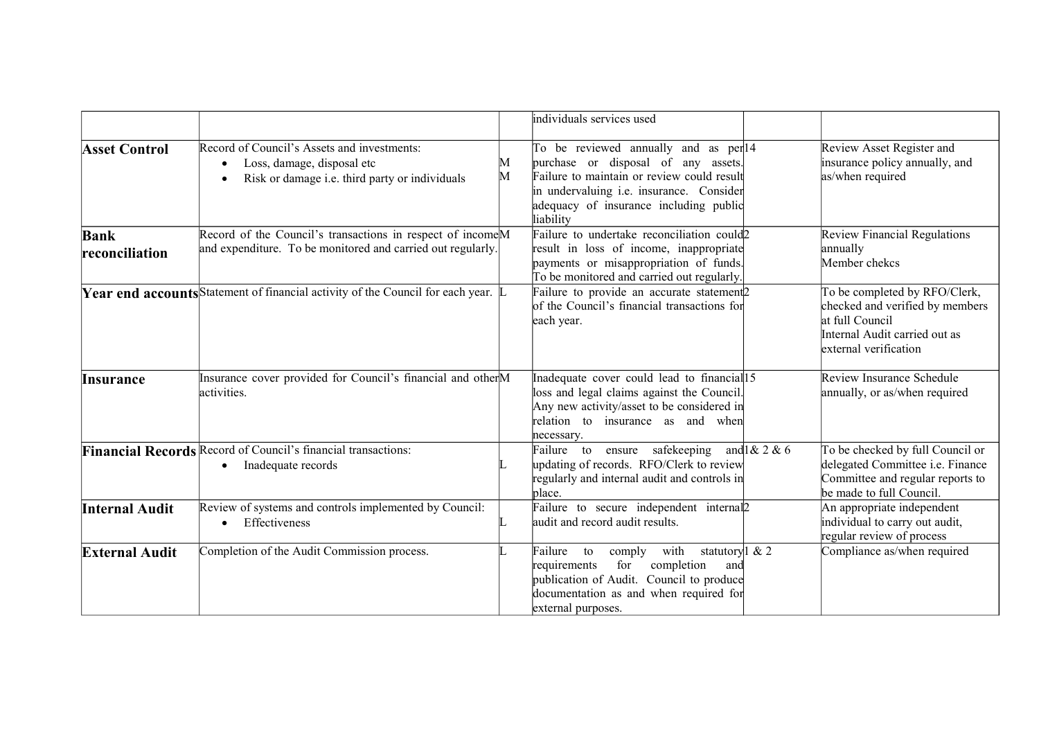| | | | | | |
|---|---|---|---|---|---|
| | | | individuals services used | | |
| **Asset Control** | Record of Council's Assets and investments:<br>• Loss, damage, disposal etc<br>• Risk or damage i.e. third party or individuals | M<br>M | To be reviewed annually and as per purchase or disposal of any assets. Failure to maintain or review could result in undervaluing i.e. insurance. Consider adequacy of insurance including public liability | 14 | Review Asset Register and insurance policy annually, and as/when required |
| **Bank reconciliation** | Record of the Council's transactions in respect of income and expenditure. To be monitored and carried out regularly. | M | Failure to undertake reconciliation could result in loss of income, inappropriate payments or misappropriation of funds. To be monitored and carried out regularly. | 2 | Review Financial Regulations annually<br>Member chekcs |
| **Year end accounts** | Statement of financial activity of the Council for each year. | L | Failure to provide an accurate statement of the Council's financial transactions for each year. | 2 | To be completed by RFO/Clerk, checked and verified by members at full Council<br>Internal Audit carried out as external verification |
| **Insurance** | Insurance cover provided for Council's financial and other activities. | M | Inadequate cover could lead to financial loss and legal claims against the Council. Any new activity/asset to be considered in relation to insurance as and when necessary. | 15 | Review Insurance Schedule annually, or as/when required |
| **Financial Records** | Record of Council's financial transactions:<br>• Inadequate records | L | Failure to ensure safekeeping and updating of records. RFO/Clerk to review regularly and internal audit and controls in place. | 1& 2 & 6 | To be checked by full Council or delegated Committee i.e. Finance Committee and regular reports to be made to full Council. |
| **Internal Audit** | Review of systems and controls implemented by Council:<br>• Effectiveness | L | Failure to secure independent internal audit and record audit results. | 2 | An appropriate independent individual to carry out audit, regular review of process |
| **External Audit** | Completion of the Audit Commission process. | L | Failure to comply with statutory requirements for completion and publication of Audit. Council to produce documentation as and when required for external purposes. | 1 & 2 | Compliance as/when required |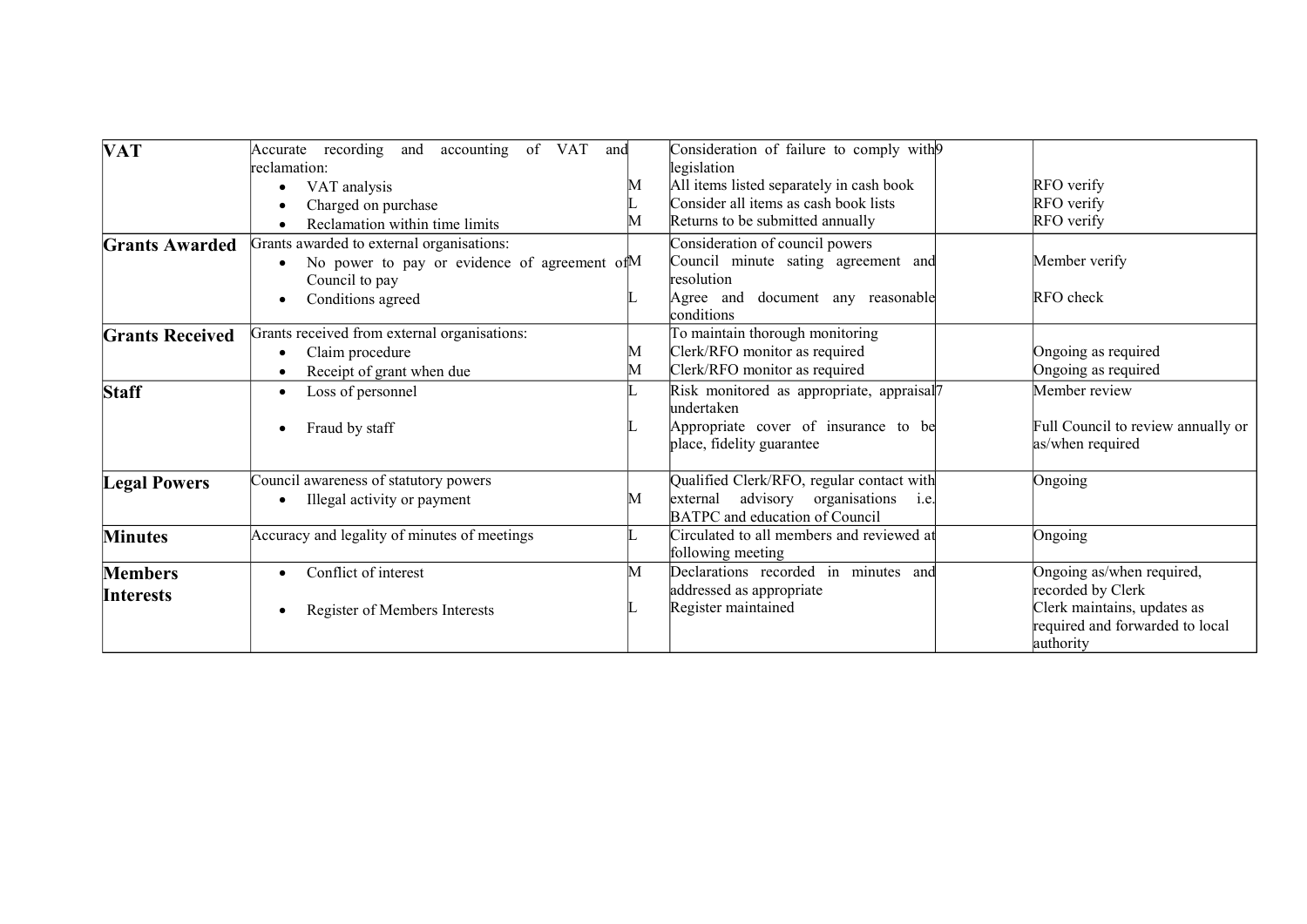| | | | | | |
|---|---|---|---|---|---|
| **VAT** | Accurate recording and accounting of VAT and reclamation:<br>• VAT analysis<br>• Charged on purchase<br>• Reclamation within time limits | <br>M<br>L<br>M | Consideration of failure to comply with legislation<br>All items listed separately in cash book<br>Consider all items as cash book lists<br>Returns to be submitted annually | 9 | <br>RFO verify<br>RFO verify<br>RFO verify |
| **Grants Awarded** | Grants awarded to external organisations:<br>• No power to pay or evidence of agreement of Council to pay<br>• Conditions agreed | <br>M<br><br>L | Consideration of council powers<br>Council minute sating agreement and resolution<br>Agree and document any reasonable conditions | | <br>Member verify<br><br>RFO check |
| **Grants Received** | Grants received from external organisations:<br>• Claim procedure<br>• Receipt of grant when due | <br>M<br>M | To maintain thorough monitoring<br>Clerk/RFO monitor as required<br>Clerk/RFO monitor as required | | <br>Ongoing as required<br>Ongoing as required |
| **Staff** | • Loss of personnel<br><br>• Fraud by staff | L<br><br>L | Risk monitored as appropriate, appraisal undertaken<br>Appropriate cover of insurance to be place, fidelity guarantee | 7 | Member review<br><br>Full Council to review annually or as/when required |
| **Legal Powers** | Council awareness of statutory powers<br>• Illegal activity or payment | <br>M | Qualified Clerk/RFO, regular contact with external advisory organisations i.e. BATPC and education of Council | | Ongoing |
| **Minutes** | Accuracy and legality of minutes of meetings | L | Circulated to all members and reviewed at following meeting | | Ongoing |
| **Members Interests** | • Conflict of interest<br><br>• Register of Members Interests | M<br><br>L | Declarations recorded in minutes and addressed as appropriate<br>Register maintained | | Ongoing as/when required, recorded by Clerk<br>Clerk maintains, updates as required and forwarded to local authority |